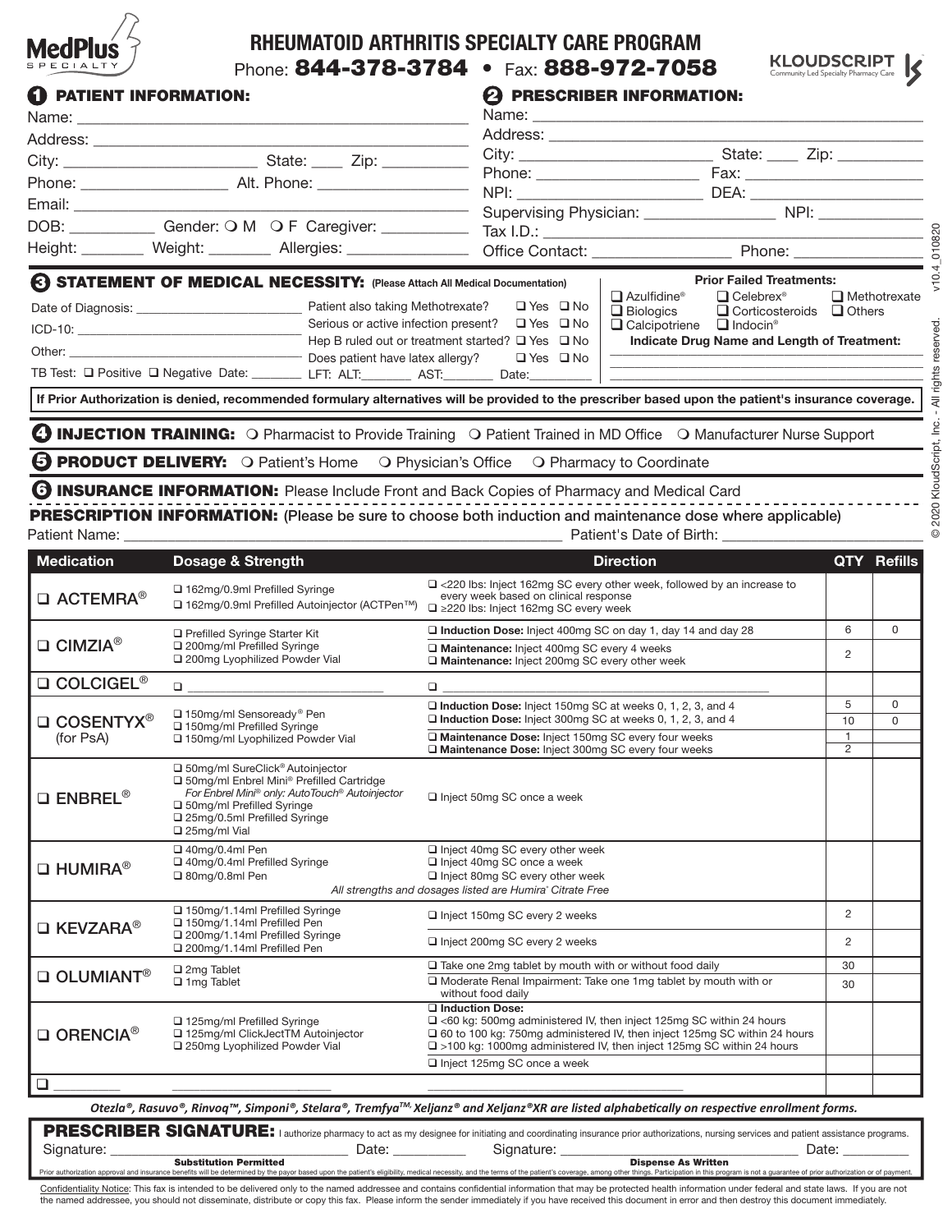MedPlus SPECIALTY

# RHEUMATOID ARTHRITIS SPECIALTY CARE PROGRAM

Phone: **844-378-3784** • Fax: **888-972-7058**

KLOUDSCRIPT — Community Led Specialty Pharmacy Care

## 1 PATIENT INFORMATION:

Name: ______________________________

Address: ______________________________

City: ______________ State: ____ Zip: ________

Phone: ______________ Alt. Phone: ______________

Email: ______________________________

DOB: ________ Gender: ❍ M ❍ F Caregiver: ________

Height: ______ Weight: ______ Allergies: __________

## 2 PRESCRIBER INFORMATION:

Name: ______________________________

Address: ______________________________

City: ______________ State: ____ Zip: ________

Phone: ______________ Fax: ______________

NPI: ______________ DEA: ______________

Supervising Physician: ______________ NPI: __________

Tax I.D.: ______________________________

Office Contact: ______________ Phone: ______________

## 3 STATEMENT OF MEDICAL NECESSITY: (Please Attach All Medical Documentation)

Date of Diagnosis: ______________

ICD-10: ______________

Other: ______________

TB Test: ❑ Positive ❑ Negative Date: ________

Patient also taking Methotrexate? ❑ Yes ❑ No

Serious or active infection present? ❑ Yes ❑ No

Hep B ruled out or treatment started? ❑ Yes ❑ No

Does patient have latex allergy? ❑ Yes ❑ No

LFT: ALT:______ AST:______ Date:______

**Prior Failed Treatments:**

❑ Azulfidine® ❑ Celebrex® ❑ Methotrexate
❑ Biologics ❑ Corticosteroids ❑ Others
❑ Calcipotriene ❑ Indocin®

**Indicate Drug Name and Length of Treatment:**

______________________________

______________________________

**If Prior Authorization is denied, recommended formulary alternatives will be provided to the prescriber based upon the patient's insurance coverage.**

## 4 INJECTION TRAINING: ❍ Pharmacist to Provide Training ❍ Patient Trained in MD Office ❍ Manufacturer Nurse Support

## 5 PRODUCT DELIVERY: ❍ Patient's Home ❍ Physician's Office ❍ Pharmacy to Coordinate

## 6 INSURANCE INFORMATION: Please Include Front and Back Copies of Pharmacy and Medical Card

## PRESCRIPTION INFORMATION: (Please be sure to choose both induction and maintenance dose where applicable)

Patient Name: ______________________________ Patient's Date of Birth: ______________

| Medication | Dosage & Strength | Direction | QTY | Refills |
|---|---|---|---|---|
| ❑ ACTEMRA® | ❑ 162mg/0.9ml Prefilled Syringe<br>❑ 162mg/0.9ml Prefilled Autoinjector (ACTPen™) | ❑ <220 lbs: Inject 162mg SC every other week, followed by an increase to every week based on clinical response<br>❑ ≥220 lbs: Inject 162mg SC every week | | |
| ❑ CIMZIA® | ❑ Prefilled Syringe Starter Kit<br>❑ 200mg/ml Prefilled Syringe<br>❑ 200mg Lyophilized Powder Vial | ❑ **Induction Dose:** Inject 400mg SC on day 1, day 14 and day 28 | 6 | 0 |
| | | ❑ **Maintenance:** Inject 400mg SC every 4 weeks<br>❑ **Maintenance:** Inject 200mg SC every other week | 2 | |
| ❑ COLCIGEL® | ❑ ______________ | ❑ ______________ | | |
| ❑ COSENTYX® (for PsA) | ❑ 150mg/ml Sensoready® Pen<br>❑ 150mg/ml Prefilled Syringe<br>❑ 150mg/ml Lyophilized Powder Vial | ❑ **Induction Dose:** Inject 150mg SC at weeks 0, 1, 2, 3, and 4 | 5 | 0 |
| | | ❑ **Induction Dose:** Inject 300mg SC at weeks 0, 1, 2, 3, and 4 | 10 | 0 |
| | | ❑ **Maintenance Dose:** Inject 150mg SC every four weeks | 1 | |
| | | ❑ **Maintenance Dose:** Inject 300mg SC every four weeks | 2 | |
| ❑ ENBREL® | ❑ 50mg/ml SureClick® Autoinjector<br>❑ 50mg/ml Enbrel Mini® Prefilled Cartridge<br>*For Enbrel Mini® only: AutoTouch® Autoinjector*<br>❑ 50mg/ml Prefilled Syringe<br>❑ 25mg/0.5ml Prefilled Syringe<br>❑ 25mg/ml Vial | ❑ Inject 50mg SC once a week | | |
| ❑ HUMIRA® | ❑ 40mg/0.4ml Pen<br>❑ 40mg/0.4ml Prefilled Syringe<br>❑ 80mg/0.8ml Pen | ❑ Inject 40mg SC every other week<br>❑ Inject 40mg SC once a week<br>❑ Inject 80mg SC every other week<br>*All strengths and dosages listed are Humira' Citrate Free* | | |
| ❑ KEVZARA® | ❑ 150mg/1.14ml Prefilled Syringe<br>❑ 150mg/1.14ml Prefilled Pen<br>❑ 200mg/1.14ml Prefilled Syringe<br>❑ 200mg/1.14ml Prefilled Pen | ❑ Inject 150mg SC every 2 weeks | 2 | |
| | | ❑ Inject 200mg SC every 2 weeks | 2 | |
| ❑ OLUMIANT® | ❑ 2mg Tablet<br>❑ 1mg Tablet | ❑ Take one 2mg tablet by mouth with or without food daily | 30 | |
| | | ❑ Moderate Renal Impairment: Take one 1mg tablet by mouth with or without food daily | 30 | |
| ❑ ORENCIA® | ❑ 125mg/ml Prefilled Syringe<br>❑ 125mg/ml ClickJectTM Autoinjector<br>❑ 250mg Lyophilized Powder Vial | ❑ **Induction Dose:**<br>❑ <60 kg: 500mg administered IV, then inject 125mg SC within 24 hours<br>❑ 60 to 100 kg: 750mg administered IV, then inject 125mg SC within 24 hours<br>❑ >100 kg: 1000mg administered IV, then inject 125mg SC within 24 hours | | |
| | | ❑ Inject 125mg SC once a week | | |
| ❑ ________ | ______________ | ______________ | | |

*Otezla®, Rasuvo®, Rinvoq™, Simponi®, Stelara®, Tremfya™, Xeljanz® and Xeljanz®XR are listed alphabetically on respective enrollment forms.*

**PRESCRIBER SIGNATURE:** I authorize pharmacy to act as my designee for initiating and coordinating insurance prior authorizations, nursing services and patient assistance programs.

Signature: ______________ Date: ________ Signature: ______________ Date: ________

**Substitution Permitted** **Dispense As Written**

Prior authorization approval and insurance benefits will be determined by the payor based upon the patient's eligibility, medical necessity, and the terms of the patient's coverage, among other things. Participation in this program is not a guarantee of prior authorization or of payment.

Confidentiality Notice: This fax is intended to be delivered only to the named addressee and contains confidential information that may be protected health information under federal and state laws. If you are not the named addressee, you should not disseminate, distribute or copy this fax. Please inform the sender immediately if you have received this document in error and then destroy this document immediately.

© 2020 KloudScript, Inc. - All rights reserved. v10.4_010820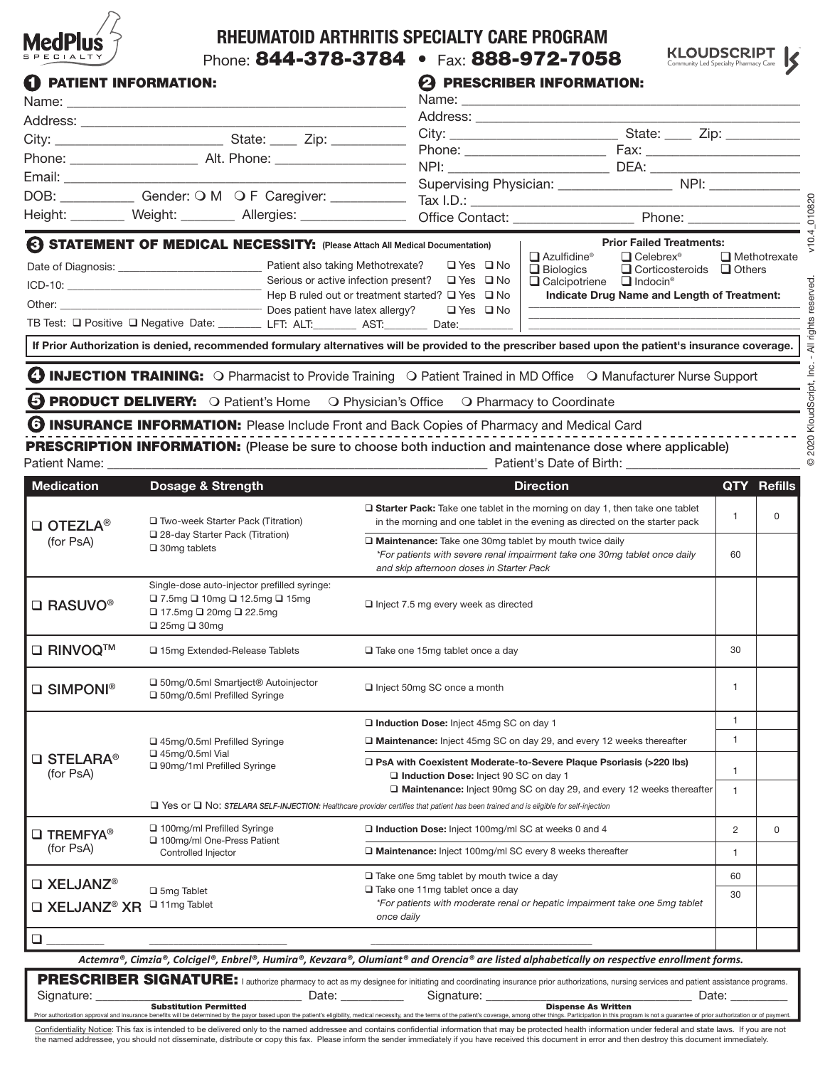# MedPlus SPECIALTY

## RHEUMATOID ARTHRITIS SPECIALTY CARE PROGRAM

Phone: **844-378-3784** • Fax: **888-972-7058**

KLOUDSCRIPT — Community Led Specialty Pharmacy Care

### 1 PATIENT INFORMATION:

Name: ______________________________

Address: ______________________________

City: ____________ State: ____ Zip: ________

Phone: ____________ Alt. Phone: ____________

Email: ______________________________

DOB: ________ Gender: ○ M ○ F Caregiver: ________

Height: ______ Weight: ______ Allergies: __________

### 2 PRESCRIBER INFORMATION:

Name: ______________________________

Address: ______________________________

City: ____________ State: ____ Zip: ________

Phone: ____________ Fax: ____________

NPI: ____________ DEA: ____________

Supervising Physician: ____________ NPI: ________

Tax I.D.: ______________________________

Office Contact: ____________ Phone: ____________

### 3 STATEMENT OF MEDICAL NECESSITY: (Please Attach All Medical Documentation)

Date of Diagnosis: ____________

ICD-10: ____________

Other: ____________

TB Test: ❑ Positive ❑ Negative Date: ________

Patient also taking Methotrexate? ❑ Yes ❑ No

Serious or active infection present? ❑ Yes ❑ No

Hep B ruled out or treatment started? ❑ Yes ❑ No

Does patient have latex allergy? ❑ Yes ❑ No

LFT: ALT:______ AST:______ Date:______

**Prior Failed Treatments:**

❑ Azulfidine® ❑ Celebrex® ❑ Methotrexate
❑ Biologics ❑ Corticosteroids ❑ Others
❑ Calcipotriene ❑ Indocin®

**Indicate Drug Name and Length of Treatment:**

______________________________

______________________________

**If Prior Authorization is denied, recommended formulary alternatives will be provided to the prescriber based upon the patient's insurance coverage.**

### 4 INJECTION TRAINING: ○ Pharmacist to Provide Training ○ Patient Trained in MD Office ○ Manufacturer Nurse Support

### 5 PRODUCT DELIVERY: ○ Patient's Home ○ Physician's Office ○ Pharmacy to Coordinate

### 6 INSURANCE INFORMATION: Please Include Front and Back Copies of Pharmacy and Medical Card

### PRESCRIPTION INFORMATION: (Please be sure to choose both induction and maintenance dose where applicable)

Patient Name: ______________________________ Patient's Date of Birth: ____________

| Medication | Dosage & Strength | Direction | QTY | Refills |
|---|---|---|---|---|
| ❑ OTEZLA® (for PsA) | ❑ Two-week Starter Pack (Titration)<br>❑ 28-day Starter Pack (Titration)<br>❑ 30mg tablets | ❑ **Starter Pack:** Take one tablet in the morning on day 1, then take one tablet in the morning and one tablet in the evening as directed on the starter pack | 1 | 0 |
| | | ❑ **Maintenance:** Take one 30mg tablet by mouth twice daily<br>*\*For patients with severe renal impairment take one 30mg tablet once daily and skip afternoon doses in Starter Pack* | 60 | |
| ❑ RASUVO® | Single-dose auto-injector prefilled syringe:<br>❑ 7.5mg ❑ 10mg ❑ 12.5mg ❑ 15mg<br>❑ 17.5mg ❑ 20mg ❑ 22.5mg<br>❑ 25mg ❑ 30mg | ❑ Inject 7.5 mg every week as directed | | |
| ❑ RINVOQ™ | ❑ 15mg Extended-Release Tablets | ❑ Take one 15mg tablet once a day | 30 | |
| ❑ SIMPONI® | ❑ 50mg/0.5ml Smartject® Autoinjector<br>❑ 50mg/0.5ml Prefilled Syringe | ❑ Inject 50mg SC once a month | 1 | |
| ❑ STELARA® (for PsA) | ❑ 45mg/0.5ml Prefilled Syringe<br>❑ 45mg/0.5ml Vial<br>❑ 90mg/1ml Prefilled Syringe | ❑ **Induction Dose:** Inject 45mg SC on day 1 | 1 | |
| | | ❑ **Maintenance:** Inject 45mg SC on day 29, and every 12 weeks thereafter | 1 | |
| | | ❑ **PsA with Coexistent Moderate-to-Severe Plaque Psoriasis (>220 lbs)**<br>❑ **Induction Dose:** Inject 90 SC on day 1 | 1 | |
| | | ❑ **Maintenance:** Inject 90mg SC on day 29, and every 12 weeks thereafter | 1 | |
| | ❑ Yes or ❑ No: *STELARA SELF-INJECTION: Healthcare provider certifies that patient has been trained and is eligible for self-injection* | | | |
| ❑ TREMFYA® (for PsA) | ❑ 100mg/ml Prefilled Syringe<br>❑ 100mg/ml One-Press Patient Controlled Injector | ❑ **Induction Dose:** Inject 100mg/ml SC at weeks 0 and 4 | 2 | 0 |
| | | ❑ **Maintenance:** Inject 100mg/ml SC every 8 weeks thereafter | 1 | |
| ❑ XELJANZ®<br>❑ XELJANZ® XR | ❑ 5mg Tablet<br>❑ 11mg Tablet | ❑ Take one 5mg tablet by mouth twice a day | 60 | |
| | | ❑ Take one 11mg tablet once a day<br>*\*For patients with moderate renal or hepatic impairment take one 5mg tablet once daily* | 30 | |
| ❑ ________ | ________ | ________ | | |

***Actemra®, Cimzia®, Colcigel®, Enbrel®, Humira®, Kevzara®, Olumiant® and Orencia® are listed alphabetically on respective enrollment forms.***

**PRESCRIBER SIGNATURE:** I authorize pharmacy to act as my designee for initiating and coordinating insurance prior authorizations, nursing services and patient assistance programs.

Signature: ______________________ Date: ________ Signature: ______________________ Date: ________

**Substitution Permitted** **Dispense As Written**

Prior authorization approval and insurance benefits will be determined by the payor based upon the patient's eligibility, medical necessity, and the terms of the patient's coverage, among other things. Participation in this program is not a guarantee of prior authorization or of payment.

Confidentiality Notice: This fax is intended to be delivered only to the named addressee and contains confidential information that may be protected health information under federal and state laws. If you are not the named addressee, you should not disseminate, distribute or copy this fax. Please inform the sender immediately if you have received this document in error and then destroy this document immediately.

© 2020 KloudScript, Inc. - All rights reserved. v10.4_010820